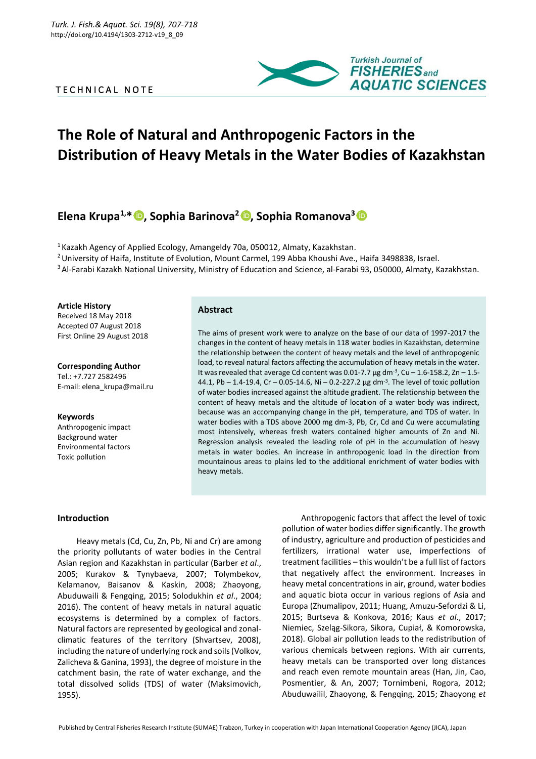TECHNICAL NOTE

# The Role of Natural and Anthropogenic Factors in the Distribution of Heavy Metals in the Water Bodies of Kazakhstan

**Elena Krupa[1,*], Sophia Barinova[2], Sophia Romanova[3]**

[1] Kazakh Agency of Applied Ecology, Amangeldy 70a, 050012, Almaty, Kazakhstan.
[2] University of Haifa, Institute of Evolution, Mount Carmel, 199 Abba Khoushi Ave., Haifa 3498838, Israel.
[3] Al-Farabi Kazakh National University, Ministry of Education and Science, al-Farabi 93, 050000, Almaty, Kazakhstan.

**Article History**
Received 18 May 2018
Accepted 07 August 2018
First Online 29 August 2018

**Corresponding Author**
Tel.: +7.727 2582496
E-mail: elena_krupa@mail.ru

**Keywords**
Anthropogenic impact
Background water
Environmental factors
Toxic pollution

## Abstract

The aims of present work were to analyze on the base of our data of 1997-2017 the changes in the content of heavy metals in 118 water bodies in Kazakhstan, determine the relationship between the content of heavy metals and the level of anthropogenic load, to reveal natural factors affecting the accumulation of heavy metals in the water. It was revealed that average Cd content was 0.01-7.7 µg $dm^{-3}$, Cu – 1.6-158.2, Zn – 1.5-44.1, Pb – 1.4-19.4, Cr – 0.05-14.6, Ni – 0.2-227.2 µg $dm^{-3}$. The level of toxic pollution of water bodies increased against the altitude gradient. The relationship between the content of heavy metals and the altitude of location of a water body was indirect, because was an accompanying change in the pH, temperature, and TDS of water. In water bodies with a TDS above 2000 mg dm-3, Pb, Cr, Cd and Cu were accumulating most intensively, whereas fresh waters contained higher amounts of Zn and Ni. Regression analysis revealed the leading role of pH in the accumulation of heavy metals in water bodies. An increase in anthropogenic load in the direction from mountainous areas to plains led to the additional enrichment of water bodies with heavy metals.

## Introduction

Heavy metals (Cd, Cu, Zn, Pb, Ni and Cr) are among the priority pollutants of water bodies in the Central Asian region and Kazakhstan in particular (Barber *et al*., 2005; Kurakov & Tynybaeva, 2007; Tolymbekov, Kelamanov, Baisanov & Kaskin, 2008; Zhaoyong, Abuduwaili & Fengqing, 2015; Solodukhin *et al*., 2004; 2016). The content of heavy metals in natural aquatic ecosystems is determined by a complex of factors. Natural factors are represented by geological and zonal-climatic features of the territory (Shvartsev, 2008), including the nature of underlying rock and soils (Volkov, Zalicheva & Ganina, 1993), the degree of moisture in the catchment basin, the rate of water exchange, and the total dissolved solids (TDS) of water (Maksimovich, 1955).

Anthropogenic factors that affect the level of toxic pollution of water bodies differ significantly. The growth of industry, agriculture and production of pesticides and fertilizers, irrational water use, imperfections of treatment facilities – this wouldn't be a full list of factors that negatively affect the environment. Increases in heavy metal concentrations in air, ground, water bodies and aquatic biota occur in various regions of Asia and Europa (Zhumalipov, 2011; Huang, Amuzu-Sefordzi & Li, 2015; Burtseva & Konkova, 2016; Kaus *et al*., 2017; Niemiec, Szeląg-Sikora, Sikora, Cupiał, & Komorowska, 2018). Global air pollution leads to the redistribution of various chemicals between regions. With air currents, heavy metals can be transported over long distances and reach even remote mountain areas (Han, Jin, Cao, Posmentier, & An, 2007; Tornimbeni, Rogora, 2012; Abuduwailil, Zhaoyong, & Fengqing, 2015; Zhaoyong *et*

Published by Central Fisheries Research Institute (SUMAE) Trabzon, Turkey in cooperation with Japan International Cooperation Agency (JICA), Japan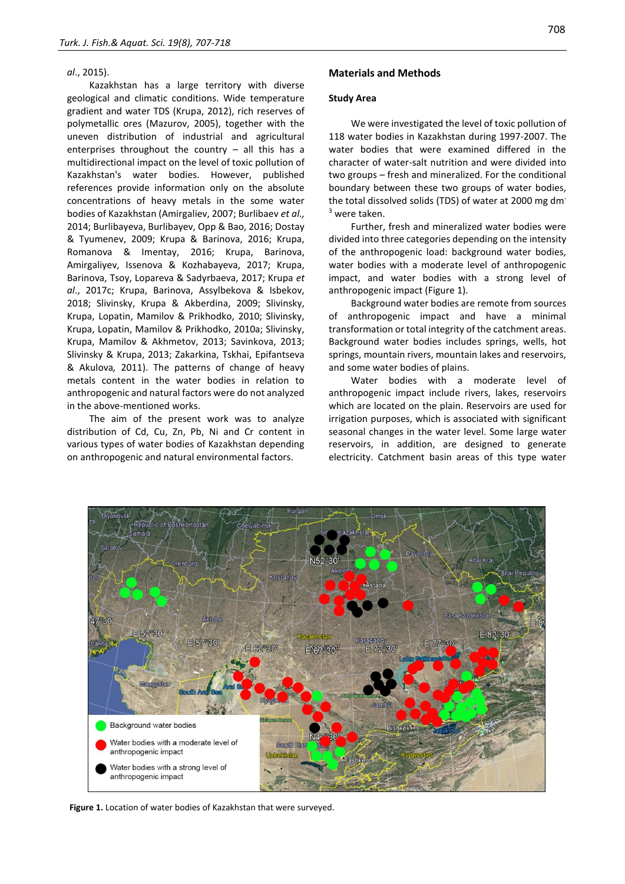*al*., 2015).

Kazakhstan has a large territory with diverse geological and climatic conditions. Wide temperature gradient and water TDS (Krupa, 2012), rich reserves of polymetallic ores (Mazurov, 2005), together with the uneven distribution of industrial and agricultural enterprises throughout the country – all this has a multidirectional impact on the level of toxic pollution of Kazakhstan's water bodies. However, published references provide information only on the absolute concentrations of heavy metals in the some water bodies of Kazakhstan (Amirgaliev, 2007; Burlibaev *et al.,* 2014; Burlibayeva, Burlibayev, Opp & Bao, 2016; Dostay & Tyumenev, 2009; Krupa & Barinova, 2016; Krupa, Romanova & Imentay, 2016; Krupa, Barinova, Amirgaliyev, Issenova & Kozhabayeva, 2017; Krupa, Barinova, Tsoy, Lopareva & Sadyrbaeva, 2017; Krupa *et al.*, 2017c; Krupa, Barinova, Assylbekova & Isbekov, 2018; Slivinsky, Krupa & Akberdina, 2009; Slivinsky, Krupa, Lopatin, Mamilov & Prikhodko, 2010; Slivinsky, Krupa, Lopatin, Mamilov & Prikhodko, 2010a; Slivinsky, Krupa, Mamilov & Akhmetov, 2013; Savinkova, 2013; Slivinsky & Krupa, 2013; Zakarkina, Tskhai, Epifantseva & Akulova*,* 2011). The patterns of change of heavy metals content in the water bodies in relation to anthropogenic and natural factors were do not analyzed in the above-mentioned works.

The aim of the present work was to analyze distribution of Cd, Cu, Zn, Pb, Ni and Cr content in various types of water bodies of Kazakhstan depending on anthropogenic and natural environmental factors.

## Materials and Methods

### Study Area

We were investigated the level of toxic pollution of 118 water bodies in Kazakhstan during 1997-2007. The water bodies that were examined differed in the character of water-salt nutrition and were divided into two groups – fresh and mineralized. For the conditional boundary between these two groups of water bodies, the total dissolved solids (TDS) of water at 2000 mg $dm^{-3}$ were taken.

Further, fresh and mineralized water bodies were divided into three categories depending on the intensity of the anthropogenic load: background water bodies, water bodies with a moderate level of anthropogenic impact, and water bodies with a strong level of anthropogenic impact (Figure 1).

Background water bodies are remote from sources of anthropogenic impact and have a minimal transformation or total integrity of the catchment areas. Background water bodies includes springs, wells, hot springs, mountain rivers, mountain lakes and reservoirs, and some water bodies of plains.

Water bodies with a moderate level of anthropogenic impact include rivers, lakes, reservoirs which are located on the plain. Reservoirs are used for irrigation purposes, which is associated with significant seasonal changes in the water level. Some large water reservoirs, in addition, are designed to generate electricity. Catchment basin areas of this type water

**Figure 1.** Location of water bodies of Kazakhstan that were surveyed.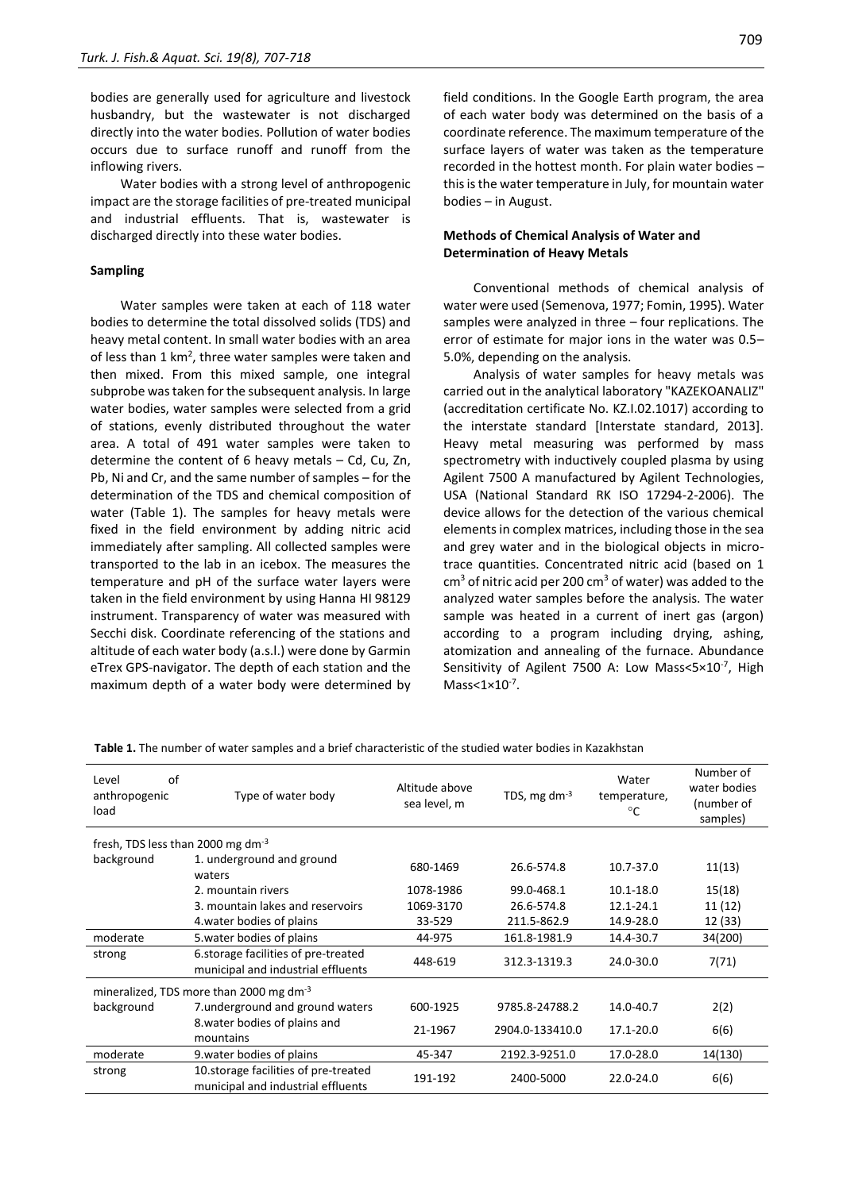bodies are generally used for agriculture and livestock husbandry, but the wastewater is not discharged directly into the water bodies. Pollution of water bodies occurs due to surface runoff and runoff from the inflowing rivers.

Water bodies with a strong level of anthropogenic impact are the storage facilities of pre-treated municipal and industrial effluents. That is, wastewater is discharged directly into these water bodies.

### Sampling

Water samples were taken at each of 118 water bodies to determine the total dissolved solids (TDS) and heavy metal content. In small water bodies with an area of less than 1 km$^2$, three water samples were taken and then mixed. From this mixed sample, one integral subprobe was taken for the subsequent analysis. In large water bodies, water samples were selected from a grid of stations, evenly distributed throughout the water area. A total of 491 water samples were taken to determine the content of 6 heavy metals – Cd, Cu, Zn, Pb, Ni and Cr, and the same number of samples – for the determination of the TDS and chemical composition of water (Table 1). The samples for heavy metals were fixed in the field environment by adding nitric acid immediately after sampling. All collected samples were transported to the lab in an icebox. The measures the temperature and pH of the surface water layers were taken in the field environment by using Hanna HI 98129 instrument. Transparency of water was measured with Secchi disk. Coordinate referencing of the stations and altitude of each water body (a.s.l.) were done by Garmin eTrex GPS-navigator. The depth of each station and the maximum depth of a water body were determined by field conditions. In the Google Earth program, the area of each water body was determined on the basis of a coordinate reference. The maximum temperature of the surface layers of water was taken as the temperature recorded in the hottest month. For plain water bodies – this is the water temperature in July, for mountain water bodies – in August.

### Methods of Chemical Analysis of Water and Determination of Heavy Metals

Conventional methods of chemical analysis of water were used (Semenova, 1977; Fomin, 1995). Water samples were analyzed in three – four replications. The error of estimate for major ions in the water was 0.5–5.0%, depending on the analysis.

Analysis of water samples for heavy metals was carried out in the analytical laboratory "KAZEKOANALIZ" (accreditation certificate No. KZ.I.02.1017) according to the interstate standard [Interstate standard, 2013]. Heavy metal measuring was performed by mass spectrometry with inductively coupled plasma by using Agilent 7500 A manufactured by Agilent Technologies, USA (National Standard RK ISO 17294-2-2006). The device allows for the detection of the various chemical elements in complex matrices, including those in the sea and grey water and in the biological objects in micro-trace quantities. Concentrated nitric acid (based on 1 cm$^3$ of nitric acid per 200 cm$^3$ of water) was added to the analyzed water samples before the analysis. The water sample was heated in a current of inert gas (argon) according to a program including drying, ashing, atomization and annealing of the furnace. Abundance Sensitivity of Agilent 7500 A: Low Mass<$5\times10^{-7}$, High Mass<$1\times10^{-7}$.

**Table 1.** The number of water samples and a brief characteristic of the studied water bodies in Kazakhstan

| Level of anthropogenic load | Type of water body | Altitude above sea level, m | TDS, mg dm$^{-3}$ | Water temperature, °C | Number of water bodies (number of samples) |
|---|---|---|---|---|---|
| fresh, TDS less than 2000 mg dm$^{-3}$ | | | | | |
| background | 1. underground and ground waters | 680-1469 | 26.6-574.8 | 10.7-37.0 | 11(13) |
| | 2. mountain rivers | 1078-1986 | 99.0-468.1 | 10.1-18.0 | 15(18) |
| | 3. mountain lakes and reservoirs | 1069-3170 | 26.6-574.8 | 12.1-24.1 | 11 (12) |
| | 4.water bodies of plains | 33-529 | 211.5-862.9 | 14.9-28.0 | 12 (33) |
| moderate | 5.water bodies of plains | 44-975 | 161.8-1981.9 | 14.4-30.7 | 34(200) |
| strong | 6.storage facilities of pre-treated municipal and industrial effluents | 448-619 | 312.3-1319.3 | 24.0-30.0 | 7(71) |
| mineralized, TDS more than 2000 mg dm$^{-3}$ | | | | | |
| background | 7.underground and ground waters | 600-1925 | 9785.8-24788.2 | 14.0-40.7 | 2(2) |
| | 8.water bodies of plains and mountains | 21-1967 | 2904.0-133410.0 | 17.1-20.0 | 6(6) |
| moderate | 9.water bodies of plains | 45-347 | 2192.3-9251.0 | 17.0-28.0 | 14(130) |
| strong | 10.storage facilities of pre-treated municipal and industrial effluents | 191-192 | 2400-5000 | 22.0-24.0 | 6(6) |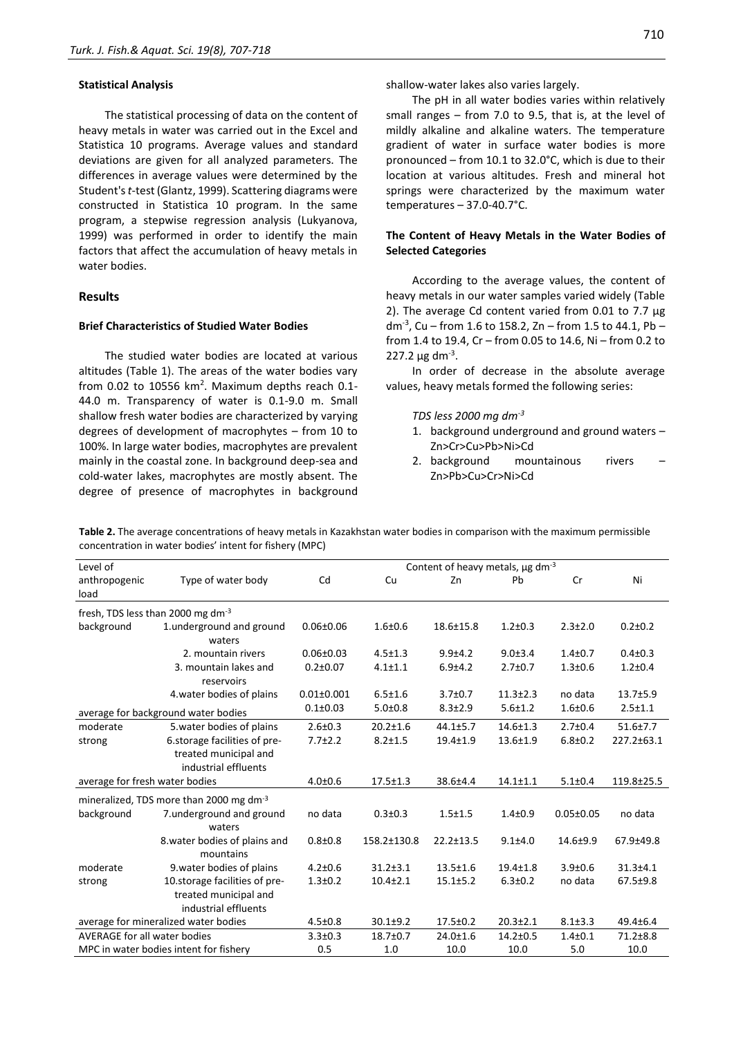#### Statistical Analysis

The statistical processing of data on the content of heavy metals in water was carried out in the Excel and Statistica 10 programs. Average values and standard deviations are given for all analyzed parameters. The differences in average values were determined by the Student's *t*-test (Glantz, 1999). Scattering diagrams were constructed in Statistica 10 program. In the same program, a stepwise regression analysis (Lukyanova, 1999) was performed in order to identify the main factors that affect the accumulation of heavy metals in water bodies.

## Results

#### Brief Characteristics of Studied Water Bodies

The studied water bodies are located at various altitudes (Table 1). The areas of the water bodies vary from 0.02 to 10556 km$^2$. Maximum depths reach 0.1-44.0 m. Transparency of water is 0.1-9.0 m. Small shallow fresh water bodies are characterized by varying degrees of development of macrophytes – from 10 to 100%. In large water bodies, macrophytes are prevalent mainly in the coastal zone. In background deep-sea and cold-water lakes, macrophytes are mostly absent. The degree of presence of macrophytes in background shallow-water lakes also varies largely.

The pH in all water bodies varies within relatively small ranges – from 7.0 to 9.5, that is, at the level of mildly alkaline and alkaline waters. The temperature gradient of water in surface water bodies is more pronounced – from 10.1 to 32.0°C, which is due to their location at various altitudes. Fresh and mineral hot springs were characterized by the maximum water temperatures – 37.0-40.7°C.

#### The Content of Heavy Metals in the Water Bodies of Selected Categories

According to the average values, the content of heavy metals in our water samples varied widely (Table 2). The average Cd content varied from 0.01 to 7.7 µg dm$^{-3}$, Cu – from 1.6 to 158.2, Zn – from 1.5 to 44.1, Pb – from 1.4 to 19.4, Cr – from 0.05 to 14.6, Ni – from 0.2 to 227.2 µg dm$^{-3}$.

In order of decrease in the absolute average values, heavy metals formed the following series:

*TDS less 2000 mg dm$^{-3}$*

1. background underground and ground waters – Zn>Cr>Cu>Pb>Ni>Cd
2. background mountainous rivers – Zn>Pb>Cu>Cr>Ni>Cd

**Table 2.** The average concentrations of heavy metals in Kazakhstan water bodies in comparison with the maximum permissible concentration in water bodies' intent for fishery (MPC)

| Level of anthropogenic load | Type of water body | Content of heavy metals, µg dm$^{-3}$ | | | | | |
|---|---|---|---|---|---|---|---|
| | | Cd | Cu | Zn | Pb | Cr | Ni |
| fresh, TDS less than 2000 mg dm$^{-3}$ | | | | | | | |
| background | 1.underground and ground waters | 0.06±0.06 | 1.6±0.6 | 18.6±15.8 | 1.2±0.3 | 2.3±2.0 | 0.2±0.2 |
| | 2. mountain rivers | 0.06±0.03 | 4.5±1.3 | 9.9±4.2 | 9.0±3.4 | 1.4±0.7 | 0.4±0.3 |
| | 3. mountain lakes and reservoirs | 0.2±0.07 | 4.1±1.1 | 6.9±4.2 | 2.7±0.7 | 1.3±0.6 | 1.2±0.4 |
| | 4.water bodies of plains | 0.01±0.001 | 6.5±1.6 | 3.7±0.7 | 11.3±2.3 | no data | 13.7±5.9 |
| average for background water bodies | | 0.1±0.03 | 5.0±0.8 | 8.3±2.9 | 5.6±1.2 | 1.6±0.6 | 2.5±1.1 |
| moderate | 5.water bodies of plains | 2.6±0.3 | 20.2±1.6 | 44.1±5.7 | 14.6±1.3 | 2.7±0.4 | 51.6±7.7 |
| strong | 6.storage facilities of pre-treated municipal and industrial effluents | 7.7±2.2 | 8.2±1.5 | 19.4±1.9 | 13.6±1.9 | 6.8±0.2 | 227.2±63.1 |
| average for fresh water bodies | | 4.0±0.6 | 17.5±1.3 | 38.6±4.4 | 14.1±1.1 | 5.1±0.4 | 119.8±25.5 |
| mineralized, TDS more than 2000 mg dm$^{-3}$ | | | | | | | |
| background | 7.underground and ground waters | no data | 0.3±0.3 | 1.5±1.5 | 1.4±0.9 | 0.05±0.05 | no data |
| | 8.water bodies of plains and mountains | 0.8±0.8 | 158.2±130.8 | 22.2±13.5 | 9.1±4.0 | 14.6±9.9 | 67.9±49.8 |
| moderate | 9.water bodies of plains | 4.2±0.6 | 31.2±3.1 | 13.5±1.6 | 19.4±1.8 | 3.9±0.6 | 31.3±4.1 |
| strong | 10.storage facilities of pre-treated municipal and industrial effluents | 1.3±0.2 | 10.4±2.1 | 15.1±5.2 | 6.3±0.2 | no data | 67.5±9.8 |
| average for mineralized water bodies | | 4.5±0.8 | 30.1±9.2 | 17.5±0.2 | 20.3±2.1 | 8.1±3.3 | 49.4±6.4 |
| AVERAGE for all water bodies | | 3.3±0.3 | 18.7±0.7 | 24.0±1.6 | 14.2±0.5 | 1.4±0.1 | 71.2±8.8 |
| MPC in water bodies intent for fishery | | 0.5 | 1.0 | 10.0 | 10.0 | 5.0 | 10.0 |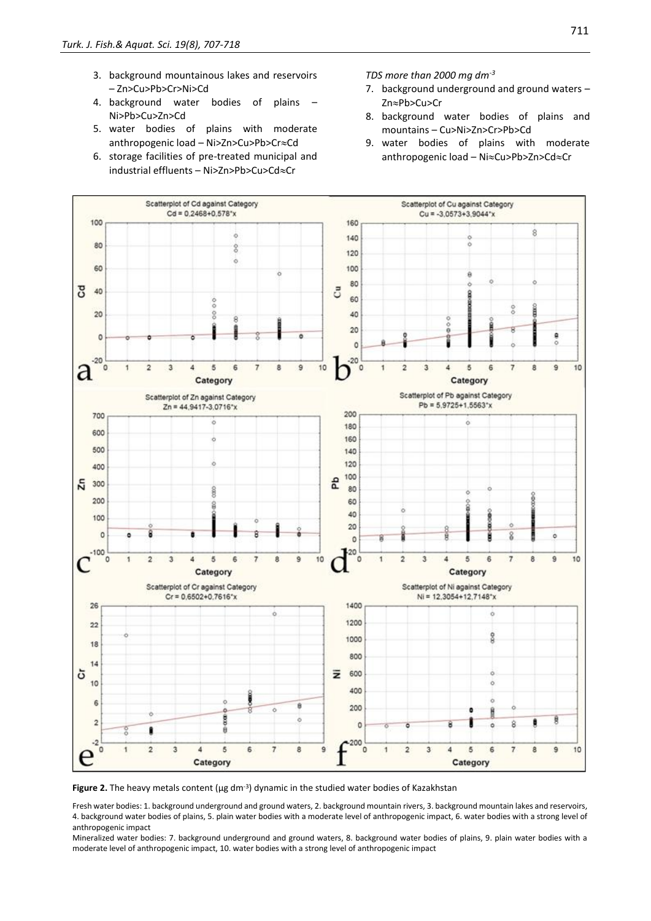3. background mountainous lakes and reservoirs – Zn>Cu>Pb>Cr>Ni>Cd
4. background water bodies of plains – Ni>Pb>Cu>Zn>Cd
5. water bodies of plains with moderate anthropogenic load – Ni>Zn>Cu>Pb>Cr≈Cd
6. storage facilities of pre-treated municipal and industrial effluents – Ni>Zn>Pb>Cu>Cd≈Cr

*TDS more than 2000 mg dm$^{-3}$*

7. background underground and ground waters – Zn≈Pb>Cu>Cr
8. background water bodies of plains and mountains – Cu>Ni>Zn>Cr>Pb>Cd
9. water bodies of plains with moderate anthropogenic load – Ni≈Cu>Pb>Zn>Cd≈Cr

**Figure 2.** The heavy metals content (µg dm$^{-3}$) dynamic in the studied water bodies of Kazakhstan

Fresh water bodies: 1. background underground and ground waters, 2. background mountain rivers, 3. background mountain lakes and reservoirs, 4. background water bodies of plains, 5. plain water bodies with a moderate level of anthropogenic impact, 6. water bodies with a strong level of anthropogenic impact

Mineralized water bodies: 7. background underground and ground waters, 8. background water bodies of plains, 9. plain water bodies with a moderate level of anthropogenic impact, 10. water bodies with a strong level of anthropogenic impact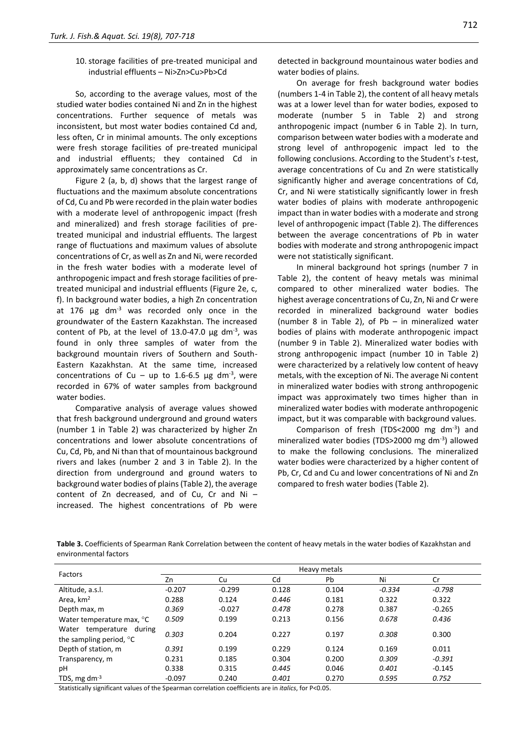10. storage facilities of pre-treated municipal and industrial effluents – Ni>Zn>Cu>Pb>Cd

So, according to the average values, most of the studied water bodies contained Ni and Zn in the highest concentrations. Further sequence of metals was inconsistent, but most water bodies contained Cd and, less often, Cr in minimal amounts. The only exceptions were fresh storage facilities of pre-treated municipal and industrial effluents; they contained Cd in approximately same concentrations as Cr.

Figure 2 (a, b, d) shows that the largest range of fluctuations and the maximum absolute concentrations of Cd, Cu and Pb were recorded in the plain water bodies with a moderate level of anthropogenic impact (fresh and mineralized) and fresh storage facilities of pre-treated municipal and industrial effluents. The largest range of fluctuations and maximum values of absolute concentrations of Cr, as well as Zn and Ni, were recorded in the fresh water bodies with a moderate level of anthropogenic impact and fresh storage facilities of pre-treated municipal and industrial effluents (Figure 2e, c, f). In background water bodies, a high Zn concentration at 176 µg dm$^{-3}$ was recorded only once in the groundwater of the Eastern Kazakhstan. The increased content of Pb, at the level of 13.0-47.0 µg dm$^{-3}$, was found in only three samples of water from the background mountain rivers of Southern and South-Eastern Kazakhstan. At the same time, increased concentrations of Cu – up to 1.6-6.5 µg dm$^{-3}$, were recorded in 67% of water samples from background water bodies.

Comparative analysis of average values showed that fresh background underground and ground waters (number 1 in Table 2) was characterized by higher Zn concentrations and lower absolute concentrations of Cu, Cd, Pb, and Ni than that of mountainous background rivers and lakes (number 2 and 3 in Table 2). In the direction from underground and ground waters to background water bodies of plains (Table 2), the average content of Zn decreased, and of Cu, Cr and Ni – increased. The highest concentrations of Pb were detected in background mountainous water bodies and water bodies of plains.

On average for fresh background water bodies (numbers 1-4 in Table 2), the content of all heavy metals was at a lower level than for water bodies, exposed to moderate (number 5 in Table 2) and strong anthropogenic impact (number 6 in Table 2). In turn, comparison between water bodies with a moderate and strong level of anthropogenic impact led to the following conclusions. According to the Student's *t*-test, average concentrations of Cu and Zn were statistically significantly higher and average concentrations of Cd, Cr, and Ni were statistically significantly lower in fresh water bodies of plains with moderate anthropogenic impact than in water bodies with a moderate and strong level of anthropogenic impact (Table 2). The differences between the average concentrations of Pb in water bodies with moderate and strong anthropogenic impact were not statistically significant.

In mineral background hot springs (number 7 in Table 2), the content of heavy metals was minimal compared to other mineralized water bodies. The highest average concentrations of Cu, Zn, Ni and Cr were recorded in mineralized background water bodies (number 8 in Table 2), of Pb – in mineralized water bodies of plains with moderate anthropogenic impact (number 9 in Table 2). Mineralized water bodies with strong anthropogenic impact (number 10 in Table 2) were characterized by a relatively low content of heavy metals, with the exception of Ni. The average Ni content in mineralized water bodies with strong anthropogenic impact was approximately two times higher than in mineralized water bodies with moderate anthropogenic impact, but it was comparable with background values.

Comparison of fresh (TDS<2000 mg dm$^{-3}$) and mineralized water bodies (TDS>2000 mg dm$^{-3}$) allowed to make the following conclusions. The mineralized water bodies were characterized by a higher content of Pb, Cr, Cd and Cu and lower concentrations of Ni and Zn compared to fresh water bodies (Table 2).

**Table 3.** Coefficients of Spearman Rank Correlation between the content of heavy metals in the water bodies of Kazakhstan and environmental factors

| Factors | Heavy metals | | | | | |
|---|---|---|---|---|---|---|
| | Zn | Cu | Cd | Pb | Ni | Cr |
| Altitude, a.s.l. | -0.207 | -0.299 | 0.128 | 0.104 | *-0.334* | *-0.798* |
| Area, km$^2$ | 0.288 | 0.124 | *0.446* | 0.181 | 0.322 | 0.322 |
| Depth max, m | *0.369* | -0.027 | *0.478* | 0.278 | 0.387 | -0.265 |
| Water temperature max, °C | *0.509* | 0.199 | 0.213 | 0.156 | *0.678* | *0.436* |
| Water temperature during the sampling period, °C | *0.303* | 0.204 | 0.227 | 0.197 | *0.308* | 0.300 |
| Depth of station, m | *0.391* | 0.199 | 0.229 | 0.124 | 0.169 | 0.011 |
| Transparency, m | 0.231 | 0.185 | 0.304 | 0.200 | *0.309* | *-0.391* |
| pH | 0.338 | 0.315 | *0.445* | 0.046 | *0.401* | -0.145 |
| TDS, mg dm$^{-3}$ | -0.097 | 0.240 | *0.401* | 0.270 | *0.595* | *0.752* |

Statistically significant values of the Spearman correlation coefficients are in *italics*, for P<0.05.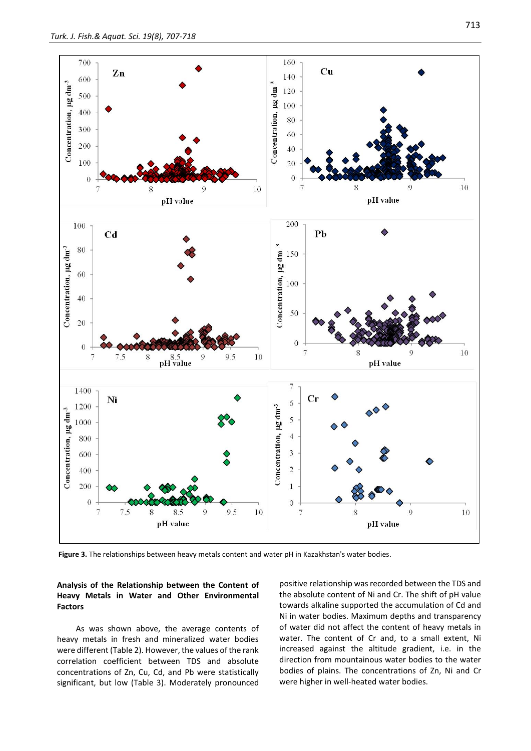Figure 3. The relationships between heavy metals content and water pH in Kazakhstan's water bodies.

### Analysis of the Relationship between the Content of Heavy Metals in Water and Other Environmental Factors

As was shown above, the average contents of heavy metals in fresh and mineralized water bodies were different (Table 2). However, the values of the rank correlation coefficient between TDS and absolute concentrations of Zn, Cu, Cd, and Pb were statistically significant, but low (Table 3). Moderately pronounced positive relationship was recorded between the TDS and the absolute content of Ni and Cr. The shift of pH value towards alkaline supported the accumulation of Cd and Ni in water bodies. Maximum depths and transparency of water did not affect the content of heavy metals in water. The content of Cr and, to a small extent, Ni increased against the altitude gradient, i.e. in the direction from mountainous water bodies to the water bodies of plains. The concentrations of Zn, Ni and Cr were higher in well-heated water bodies.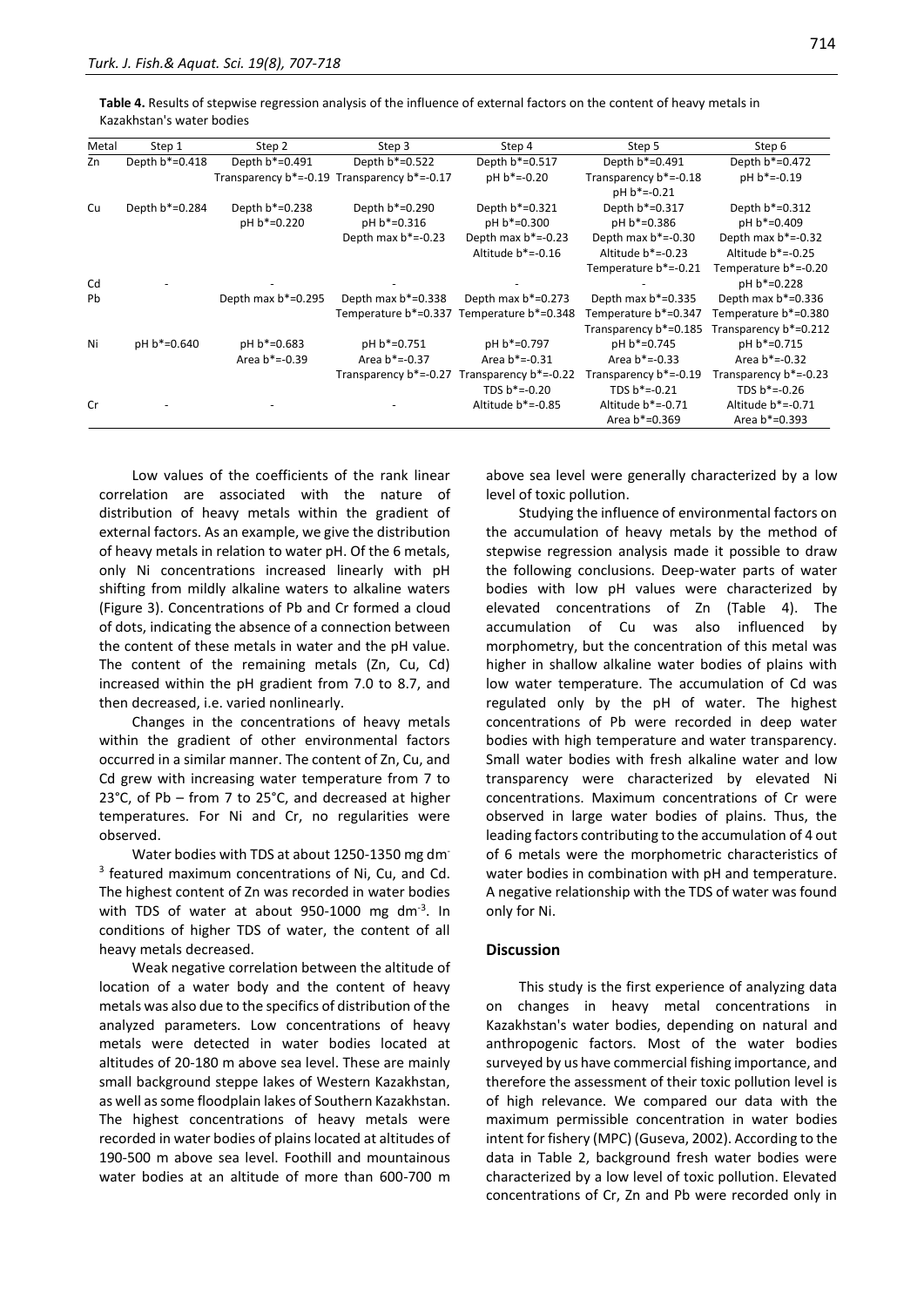**Table 4.** Results of stepwise regression analysis of the influence of external factors on the content of heavy metals in Kazakhstan's water bodies

| Metal | Step 1 | Step 2 | Step 3 | Step 4 | Step 5 | Step 6 |
|---|---|---|---|---|---|---|
| Zn | Depth b*=0.418 | Depth b*=0.491 | Depth b*=0.522 | Depth b*=0.517 | Depth b*=0.491 | Depth b*=0.472 |
| | | Transparency b*=-0.19 | Transparency b*=-0.17 | pH b*=-0.20 | Transparency b*=-0.18 | pH b*=-0.19 |
| | | | | | pH b*=-0.21 | |
| Cu | Depth b*=0.284 | Depth b*=0.238 | Depth b*=0.290 | Depth b*=0.321 | Depth b*=0.317 | Depth b*=0.312 |
| | | pH b*=0.220 | pH b*=0.316 | pH b*=0.300 | pH b*=0.386 | pH b*=0.409 |
| | | | Depth max b*=-0.23 | Depth max b*=-0.23 | Depth max b*=-0.30 | Depth max b*=-0.32 |
| | | | | Altitude b*=-0.16 | Altitude b*=-0.23 | Altitude b*=-0.25 |
| | | | | | Temperature b*=-0.21 | Temperature b*=-0.20 |
| Cd | - | - | - | - | - | pH b*=0.228 |
| Pb | | Depth max b*=0.295 | Depth max b*=0.338 | Depth max b*=0.273 | Depth max b*=0.335 | Depth max b*=0.336 |
| | | | Temperature b*=0.337 | Temperature b*=0.348 | Temperature b*=0.347 | Temperature b*=0.380 |
| | | | | | Transparency b*=0.185 | Transparency b*=0.212 |
| Ni | pH b*=0.640 | pH b*=0.683 | pH b*=0.751 | pH b*=0.797 | pH b*=0.745 | pH b*=0.715 |
| | | Area b*=-0.39 | Area b*=-0.37 | Area b*=-0.31 | Area b*=-0.33 | Area b*=-0.32 |
| | | | Transparency b*=-0.27 | Transparency b*=-0.22 | Transparency b*=-0.19 | Transparency b*=-0.23 |
| | | | | TDS b*=-0.20 | TDS b*=-0.21 | TDS b*=-0.26 |
| Cr | - | - | - | Altitude b*=-0.85 | Altitude b*=-0.71 | Altitude b*=-0.71 |
| | | | | | Area b*=0.369 | Area b*=0.393 |

Low values of the coefficients of the rank linear correlation are associated with the nature of distribution of heavy metals within the gradient of external factors. As an example, we give the distribution of heavy metals in relation to water pH. Of the 6 metals, only Ni concentrations increased linearly with pH shifting from mildly alkaline waters to alkaline waters (Figure 3). Concentrations of Pb and Cr formed a cloud of dots, indicating the absence of a connection between the content of these metals in water and the pH value. The content of the remaining metals (Zn, Cu, Cd) increased within the pH gradient from 7.0 to 8.7, and then decreased, i.e. varied nonlinearly.

Changes in the concentrations of heavy metals within the gradient of other environmental factors occurred in a similar manner. The content of Zn, Cu, and Cd grew with increasing water temperature from 7 to 23°C, of Pb – from 7 to 25°C, and decreased at higher temperatures. For Ni and Cr, no regularities were observed.

Water bodies with TDS at about 1250-1350 mg $dm^{-3}$ featured maximum concentrations of Ni, Cu, and Cd. The highest content of Zn was recorded in water bodies with TDS of water at about 950-1000 mg $dm^{-3}$. In conditions of higher TDS of water, the content of all heavy metals decreased.

Weak negative correlation between the altitude of location of a water body and the content of heavy metals was also due to the specifics of distribution of the analyzed parameters. Low concentrations of heavy metals were detected in water bodies located at altitudes of 20-180 m above sea level. These are mainly small background steppe lakes of Western Kazakhstan, as well as some floodplain lakes of Southern Kazakhstan. The highest concentrations of heavy metals were recorded in water bodies of plains located at altitudes of 190-500 m above sea level. Foothill and mountainous water bodies at an altitude of more than 600-700 m above sea level were generally characterized by a low level of toxic pollution.

Studying the influence of environmental factors on the accumulation of heavy metals by the method of stepwise regression analysis made it possible to draw the following conclusions. Deep-water parts of water bodies with low pH values were characterized by elevated concentrations of Zn (Table 4). The accumulation of Cu was also influenced by morphometry, but the concentration of this metal was higher in shallow alkaline water bodies of plains with low water temperature. The accumulation of Cd was regulated only by the pH of water. The highest concentrations of Pb were recorded in deep water bodies with high temperature and water transparency. Small water bodies with fresh alkaline water and low transparency were characterized by elevated Ni concentrations. Maximum concentrations of Cr were observed in large water bodies of plains. Thus, the leading factors contributing to the accumulation of 4 out of 6 metals were the morphometric characteristics of water bodies in combination with pH and temperature. A negative relationship with the TDS of water was found only for Ni.

## Discussion

This study is the first experience of analyzing data on changes in heavy metal concentrations in Kazakhstan's water bodies, depending on natural and anthropogenic factors. Most of the water bodies surveyed by us have commercial fishing importance, and therefore the assessment of their toxic pollution level is of high relevance. We compared our data with the maximum permissible concentration in water bodies intent for fishery (MPC) (Guseva, 2002). According to the data in Table 2, background fresh water bodies were characterized by a low level of toxic pollution. Elevated concentrations of Cr, Zn and Pb were recorded only in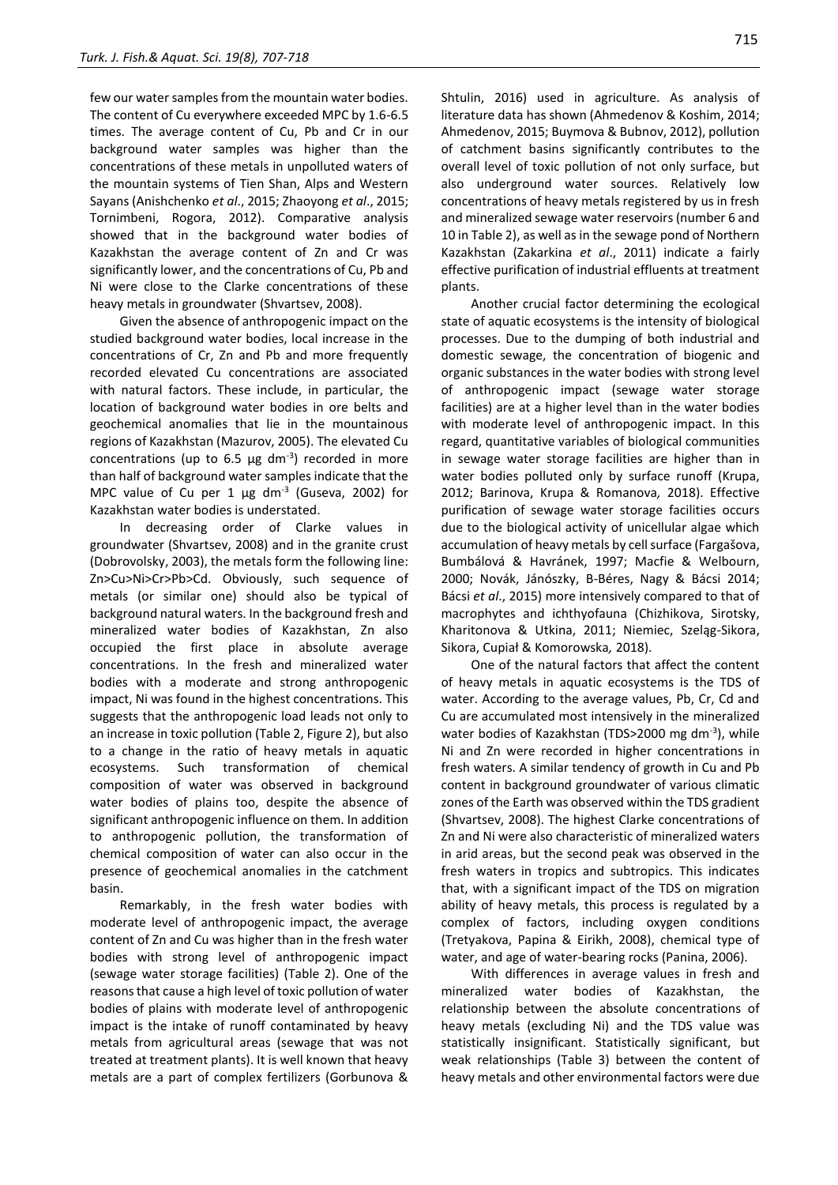few our water samples from the mountain water bodies. The content of Cu everywhere exceeded MPC by 1.6-6.5 times. The average content of Cu, Pb and Cr in our background water samples was higher than the concentrations of these metals in unpolluted waters of the mountain systems of Tien Shan, Alps and Western Sayans (Anishchenko *et al*., 2015; Zhaoyong *et al*., 2015; Tornimbeni, Rogora, 2012). Comparative analysis showed that in the background water bodies of Kazakhstan the average content of Zn and Cr was significantly lower, and the concentrations of Cu, Pb and Ni were close to the Clarke concentrations of these heavy metals in groundwater (Shvartsev, 2008).

Given the absence of anthropogenic impact on the studied background water bodies, local increase in the concentrations of Cr, Zn and Pb and more frequently recorded elevated Cu concentrations are associated with natural factors. These include, in particular, the location of background water bodies in ore belts and geochemical anomalies that lie in the mountainous regions of Kazakhstan (Mazurov, 2005). The elevated Cu concentrations (up to 6.5 µg dm$^{-3}$) recorded in more than half of background water samples indicate that the MPC value of Cu per 1 µg dm$^{-3}$ (Guseva, 2002) for Kazakhstan water bodies is understated.

In decreasing order of Clarke values in groundwater (Shvartsev, 2008) and in the granite crust (Dobrovolsky, 2003), the metals form the following line: Zn>Cu>Ni>Cr>Pb>Cd. Obviously, such sequence of metals (or similar one) should also be typical of background natural waters. In the background fresh and mineralized water bodies of Kazakhstan, Zn also occupied the first place in absolute average concentrations. In the fresh and mineralized water bodies with a moderate and strong anthropogenic impact, Ni was found in the highest concentrations. This suggests that the anthropogenic load leads not only to an increase in toxic pollution (Table 2, Figure 2), but also to a change in the ratio of heavy metals in aquatic ecosystems. Such transformation of chemical composition of water was observed in background water bodies of plains too, despite the absence of significant anthropogenic influence on them. In addition to anthropogenic pollution, the transformation of chemical composition of water can also occur in the presence of geochemical anomalies in the catchment basin.

Remarkably, in the fresh water bodies with moderate level of anthropogenic impact, the average content of Zn and Cu was higher than in the fresh water bodies with strong level of anthropogenic impact (sewage water storage facilities) (Table 2). One of the reasons that cause a high level of toxic pollution of water bodies of plains with moderate level of anthropogenic impact is the intake of runoff contaminated by heavy metals from agricultural areas (sewage that was not treated at treatment plants). It is well known that heavy metals are a part of complex fertilizers (Gorbunova & Shtulin, 2016) used in agriculture. As analysis of literature data has shown (Ahmedenov & Koshim, 2014; Ahmedenov, 2015; Buymova & Bubnov, 2012), pollution of catchment basins significantly contributes to the overall level of toxic pollution of not only surface, but also underground water sources. Relatively low concentrations of heavy metals registered by us in fresh and mineralized sewage water reservoirs (number 6 and 10 in Table 2), as well as in the sewage pond of Northern Kazakhstan (Zakarkina *et al*., 2011) indicate a fairly effective purification of industrial effluents at treatment plants.

Another crucial factor determining the ecological state of aquatic ecosystems is the intensity of biological processes. Due to the dumping of both industrial and domestic sewage, the concentration of biogenic and organic substances in the water bodies with strong level of anthropogenic impact (sewage water storage facilities) are at a higher level than in the water bodies with moderate level of anthropogenic impact. In this regard, quantitative variables of biological communities in sewage water storage facilities are higher than in water bodies polluted only by surface runoff (Krupa, 2012; Barinova, Krupa & Romanova, 2018). Effective purification of sewage water storage facilities occurs due to the biological activity of unicellular algae which accumulation of heavy metals by cell surface (Fargašova, Bumbálová & Havránek, 1997; Macfie & Welbourn, 2000; Novák, Jánószky, B-Béres, Nagy & Bácsi 2014; Bácsi *et al*., 2015) more intensively compared to that of macrophytes and ichthyofauna (Chizhikova, Sirotsky, Kharitonova & Utkina, 2011; Niemiec, Szeląg-Sikora, Sikora, Cupiał & Komorowska, 2018).

One of the natural factors that affect the content of heavy metals in aquatic ecosystems is the TDS of water. According to the average values, Pb, Cr, Cd and Cu are accumulated most intensively in the mineralized water bodies of Kazakhstan (TDS>2000 mg dm$^{-3}$), while Ni and Zn were recorded in higher concentrations in fresh waters. A similar tendency of growth in Cu and Pb content in background groundwater of various climatic zones of the Earth was observed within the TDS gradient (Shvartsev, 2008). The highest Clarke concentrations of Zn and Ni were also characteristic of mineralized waters in arid areas, but the second peak was observed in the fresh waters in tropics and subtropics. This indicates that, with a significant impact of the TDS on migration ability of heavy metals, this process is regulated by a complex of factors, including oxygen conditions (Tretyakova, Papina & Eirikh, 2008), chemical type of water, and age of water-bearing rocks (Panina, 2006).

With differences in average values in fresh and mineralized water bodies of Kazakhstan, the relationship between the absolute concentrations of heavy metals (excluding Ni) and the TDS value was statistically insignificant. Statistically significant, but weak relationships (Table 3) between the content of heavy metals and other environmental factors were due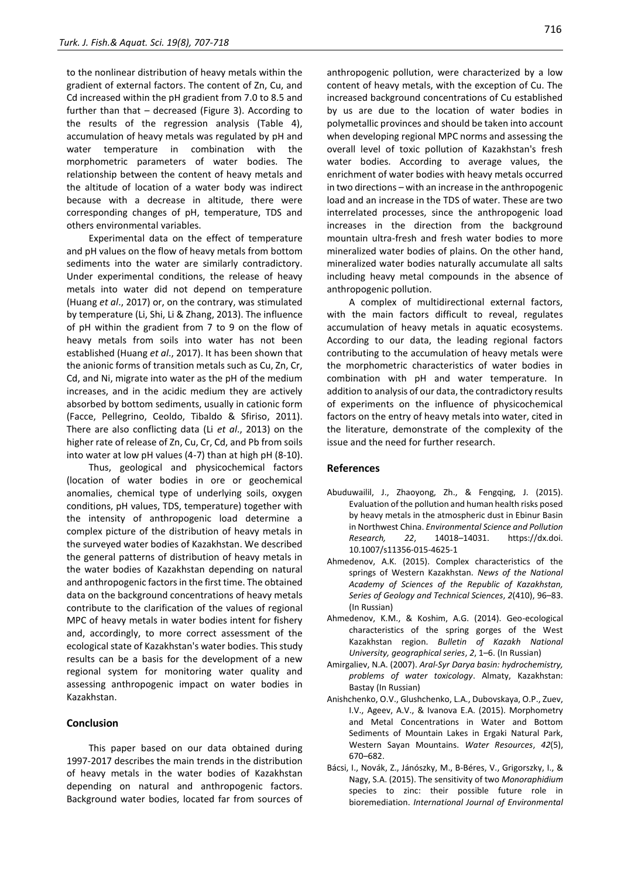to the nonlinear distribution of heavy metals within the gradient of external factors. The content of Zn, Cu, and Cd increased within the pH gradient from 7.0 to 8.5 and further than that – decreased (Figure 3). According to the results of the regression analysis (Table 4), accumulation of heavy metals was regulated by pH and water temperature in combination with the morphometric parameters of water bodies. The relationship between the content of heavy metals and the altitude of location of a water body was indirect because with a decrease in altitude, there were corresponding changes of pH, temperature, TDS and others environmental variables.

Experimental data on the effect of temperature and pH values on the flow of heavy metals from bottom sediments into the water are similarly contradictory. Under experimental conditions, the release of heavy metals into water did not depend on temperature (Huang *et al*., 2017) or, on the contrary, was stimulated by temperature (Li, Shi, Li & Zhang, 2013). The influence of pH within the gradient from 7 to 9 on the flow of heavy metals from soils into water has not been established (Huang *et al*., 2017). It has been shown that the anionic forms of transition metals such as Cu, Zn, Cr, Cd, and Ni, migrate into water as the pH of the medium increases, and in the acidic medium they are actively absorbed by bottom sediments, usually in cationic form (Facce, Pellegrino, Ceoldo, Tibaldo & Sfiriso, 2011). There are also conflicting data (Li *et al*., 2013) on the higher rate of release of Zn, Cu, Cr, Cd, and Pb from soils into water at low pH values (4-7) than at high pH (8-10).

Thus, geological and physicochemical factors (location of water bodies in ore or geochemical anomalies, chemical type of underlying soils, oxygen conditions, pH values, TDS, temperature) together with the intensity of anthropogenic load determine a complex picture of the distribution of heavy metals in the surveyed water bodies of Kazakhstan. We described the general patterns of distribution of heavy metals in the water bodies of Kazakhstan depending on natural and anthropogenic factors in the first time. The obtained data on the background concentrations of heavy metals contribute to the clarification of the values of regional MPC of heavy metals in water bodies intent for fishery and, accordingly, to more correct assessment of the ecological state of Kazakhstan's water bodies. This study results can be a basis for the development of a new regional system for monitoring water quality and assessing anthropogenic impact on water bodies in Kazakhstan.

## Conclusion

This paper based on our data obtained during 1997-2017 describes the main trends in the distribution of heavy metals in the water bodies of Kazakhstan depending on natural and anthropogenic factors. Background water bodies, located far from sources of anthropogenic pollution, were characterized by a low content of heavy metals, with the exception of Cu. The increased background concentrations of Cu established by us are due to the location of water bodies in polymetallic provinces and should be taken into account when developing regional MPC norms and assessing the overall level of toxic pollution of Kazakhstan's fresh water bodies. According to average values, the enrichment of water bodies with heavy metals occurred in two directions – with an increase in the anthropogenic load and an increase in the TDS of water. These are two interrelated processes, since the anthropogenic load increases in the direction from the background mountain ultra-fresh and fresh water bodies to more mineralized water bodies of plains. On the other hand, mineralized water bodies naturally accumulate all salts including heavy metal compounds in the absence of anthropogenic pollution.

A complex of multidirectional external factors, with the main factors difficult to reveal, regulates accumulation of heavy metals in aquatic ecosystems. According to our data, the leading regional factors contributing to the accumulation of heavy metals were the morphometric characteristics of water bodies in combination with pH and water temperature. In addition to analysis of our data, the contradictory results of experiments on the influence of physicochemical factors on the entry of heavy metals into water, cited in the literature, demonstrate the complexity of the issue and the need for further research.

## References

Abuduwailil, J., Zhaoyong, Zh., & Fengqing, J. (2015). Evaluation of the pollution and human health risks posed by heavy metals in the atmospheric dust in Ebinur Basin in Northwest China. *Environmental Science and Pollution Research, 22*, 14018–14031. https://dx.doi. 10.1007/s11356-015-4625-1

Ahmedenov, A.K. (2015). Complex characteristics of the springs of Western Kazakhstan. *News of the National Academy of Sciences of the Republic of Kazakhstan, Series of Geology and Technical Sciences*, *2*(410), 96–83. (In Russian)

Ahmedenov, K.M., & Koshim, A.G. (2014). Geo-ecological characteristics of the spring gorges of the West Kazakhstan region. *Bulletin of Kazakh National University, geographical series*, *2*, 1–6. (In Russian)

Amirgaliev, N.A. (2007). *Aral-Syr Darya basin: hydrochemistry, problems of water toxicology*. Almaty, Kazakhstan: Bastay (In Russian)

Anishchenko, O.V., Glushchenko, L.A., Dubovskaya, O.P., Zuev, I.V., Ageev, A.V., & Ivanova E.A. (2015). Morphometry and Metal Concentrations in Water and Bottom Sediments of Mountain Lakes in Ergaki Natural Park, Western Sayan Mountains. *Water Resources*, *42*(5), 670–682.

Bácsi, I., Novák, Z., Jánószky, M., B-Béres, V., Grigorszky, I., & Nagy, S.A. (2015). The sensitivity of two *Monoraphidium* species to zinc: their possible future role in bioremediation. *International Journal of Environmental*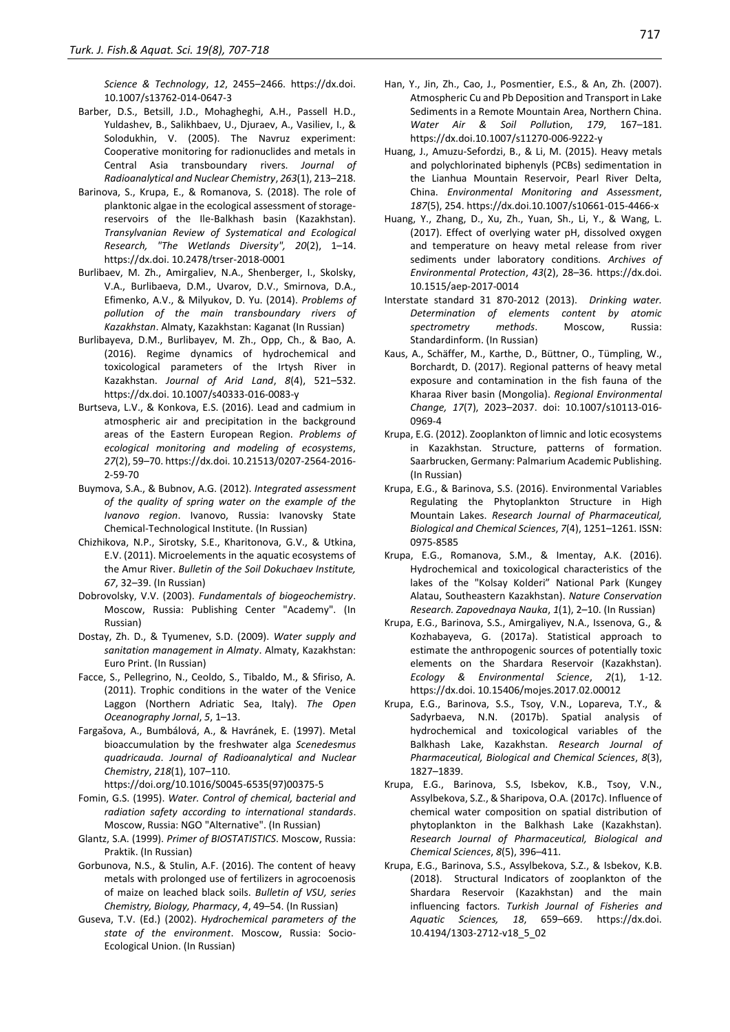*Science & Technology*, *12*, 2455–2466. https://dx.doi. 10.1007/s13762-014-0647-3

Barber, D.S., Betsill, J.D., Mohagheghi, A.H., Passell H.D., Yuldashev, B., Salikhbaev, U., Djuraev, A., Vasiliev, I., & Solodukhin, V. (2005). The Navruz experiment: Cooperative monitoring for radionuclides and metals in Central Asia transboundary rivers. *Journal of Radioanalytical and Nuclear Chemistry*, *263*(1), 213–218.

Barinova, S., Krupa, E., & Romanova, S. (2018). The role of planktonic algae in the ecological assessment of storage-reservoirs of the Ile-Balkhash basin (Kazakhstan). *Transylvanian Review of Systematical and Ecological Research, "The Wetlands Diversity"*, *20*(2), 1–14. https://dx.doi. 10.2478/trser-2018-0001

Burlibaev, M. Zh., Amirgaliev, N.A., Shenberger, I., Skolsky, V.A., Burlibaeva, D.M., Uvarov, D.V., Smirnova, D.A., Efimenko, A.V., & Milyukov, D. Yu. (2014). *Problems of pollution of the main transboundary rivers of Kazakhstan*. Almaty, Kazakhstan: Kaganat (In Russian)

Burlibayeva, D.M., Burlibayev, M. Zh., Opp, Ch., & Bao, A. (2016). Regime dynamics of hydrochemical and toxicological parameters of the Irtysh River in Kazakhstan. *Journal of Arid Land*, *8*(4), 521–532. https://dx.doi. 10.1007/s40333-016-0083-y

Burtseva, L.V., & Konkova, E.S. (2016). Lead and cadmium in atmospheric air and precipitation in the background areas of the Eastern European Region. *Problems of ecological monitoring and modeling of ecosystems*, *27*(2), 59–70. https://dx.doi. 10.21513/0207-2564-2016-2-59-70

Buymova, S.A., & Bubnov, A.G. (2012). *Integrated assessment of the quality of spring water on the example of the Ivanovo region*. Ivanovo, Russia: Ivanovsky State Chemical-Technological Institute. (In Russian)

Chizhikova, N.P., Sirotsky, S.E., Kharitonova, G.V., & Utkina, E.V. (2011). Microelements in the aquatic ecosystems of the Amur River. *Bulletin of the Soil Dokuchaev Institute, 67*, 32–39. (In Russian)

Dobrovolsky, V.V. (2003). *Fundamentals of biogeochemistry*. Moscow, Russia: Publishing Center "Academy". (In Russian)

Dostay, Zh. D., & Tyumenev, S.D. (2009). *Water supply and sanitation management in Almaty*. Almaty, Kazakhstan: Euro Print. (In Russian)

Facce, S., Pellegrino, N., Ceoldo, S., Tibaldo, M., & Sfiriso, A. (2011). Trophic conditions in the water of the Venice Laggon (Northern Adriatic Sea, Italy). *The Open Oceanography Jornal*, *5*, 1–13.

Fargašova, A., Bumbálová, A., & Havránek, E. (1997). Metal bioaccumulation by the freshwater alga *Scenedesmus quadricauda*. *Journal of Radioanalytical and Nuclear Chemistry*, *218*(1), 107–110. https://doi.org/10.1016/S0045-6535(97)00375-5

Fomin, G.S. (1995). *Water. Control of chemical, bacterial and radiation safety according to international standards*. Moscow, Russia: NGO "Alternative". (In Russian)

Glantz, S.A. (1999). *Primer of BIOSTATISTICS*. Moscow, Russia: Praktik. (In Russian)

Gorbunova, N.S., & Stulin, A.F. (2016). The content of heavy metals with prolonged use of fertilizers in agrocoenosis of maize on leached black soils. *Bulletin of VSU, series Chemistry, Biology, Pharmacy*, *4*, 49–54. (In Russian)

Guseva, T.V. (Ed.) (2002). *Hydrochemical parameters of the state of the environment*. Moscow, Russia: Socio-Ecological Union. (In Russian)

Han, Y., Jin, Zh., Cao, J., Posmentier, E.S., & An, Zh. (2007). Atmospheric Cu and Pb Deposition and Transport in Lake Sediments in a Remote Mountain Area, Northern China. *Water Air & Soil Pollution*, *179*, 167–181. https://dx.doi.10.1007/s11270-006-9222-y

Huang, J., Amuzu-Sefordzi, B., & Li, M. (2015). Heavy metals and polychlorinated biphenyls (PCBs) sedimentation in the Lianhua Mountain Reservoir, Pearl River Delta, China. *Environmental Monitoring and Assessment*, *187*(5), 254. https://dx.doi.10.1007/s10661-015-4466-x

Huang, Y., Zhang, D., Xu, Zh., Yuan, Sh., Li, Y., & Wang, L. (2017). Effect of overlying water pH, dissolved oxygen and temperature on heavy metal release from river sediments under laboratory conditions. *Archives of Environmental Protection*, *43*(2), 28–36. https://dx.doi. 10.1515/aep-2017-0014

Interstate standard 31 870-2012 (2013). *Drinking water. Determination of elements content by atomic spectrometry methods*. Moscow, Russia: Standardinform. (In Russian)

Kaus, A., Schäffer, M., Karthe, D., Büttner, O., Tümpling, W., Borchardt, D. (2017). Regional patterns of heavy metal exposure and contamination in the fish fauna of the Kharaa River basin (Mongolia). *Regional Environmental Change, 17*(7), 2023–2037. doi: 10.1007/s10113-016-0969-4

Krupa, E.G. (2012). Zooplankton of limnic and lotic ecosystems in Kazakhstan. Structure, patterns of formation. Saarbrucken, Germany: Palmarium Academic Publishing. (In Russian)

Krupa, E.G., & Barinova, S.S. (2016). Environmental Variables Regulating the Phytoplankton Structure in High Mountain Lakes. *Research Journal of Pharmaceutical, Biological and Chemical Sciences*, *7*(4), 1251–1261. ISSN: 0975-8585

Krupa, E.G., Romanova, S.M., & Imentay, A.K. (2016). Hydrochemical and toxicological characteristics of the lakes of the "Kolsay Kolderi" National Park (Kungey Alatau, Southeastern Kazakhstan). *Nature Conservation Research. Zapovednaya Nauka*, *1*(1), 2–10. (In Russian)

Krupa, E.G., Barinova, S.S., Amirgaliyev, N.A., Issenova, G., & Kozhabayeva, G. (2017a). Statistical approach to estimate the anthropogenic sources of potentially toxic elements on the Shardara Reservoir (Kazakhstan). *Ecology & Environmental Science*, *2*(1), 1-12. https://dx.doi. 10.15406/mojes.2017.02.00012

Krupa, E.G., Barinova, S.S., Tsoy, V.N., Lopareva, T.Y., & Sadyrbaeva, N.N. (2017b). Spatial analysis of hydrochemical and toxicological variables of the Balkhash Lake, Kazakhstan. *Research Journal of Pharmaceutical, Biological and Chemical Sciences*, *8*(3), 1827–1839.

Krupa, E.G., Barinova, S.S, Isbekov, K.B., Tsoy, V.N., Assylbekova, S.Z., & Sharipova, O.A. (2017c). Influence of chemical water composition on spatial distribution of phytoplankton in the Balkhash Lake (Kazakhstan). *Research Journal of Pharmaceutical, Biological and Chemical Sciences*, *8*(5), 396–411.

Krupa, E.G., Barinova, S.S., Assylbekova, S.Z., & Isbekov, K.B. (2018). Structural Indicators of zooplankton of the Shardara Reservoir (Kazakhstan) and the main influencing factors. *Turkish Journal of Fisheries and Aquatic Sciences, 18*, 659–669. https://dx.doi. 10.4194/1303-2712-v18_5_02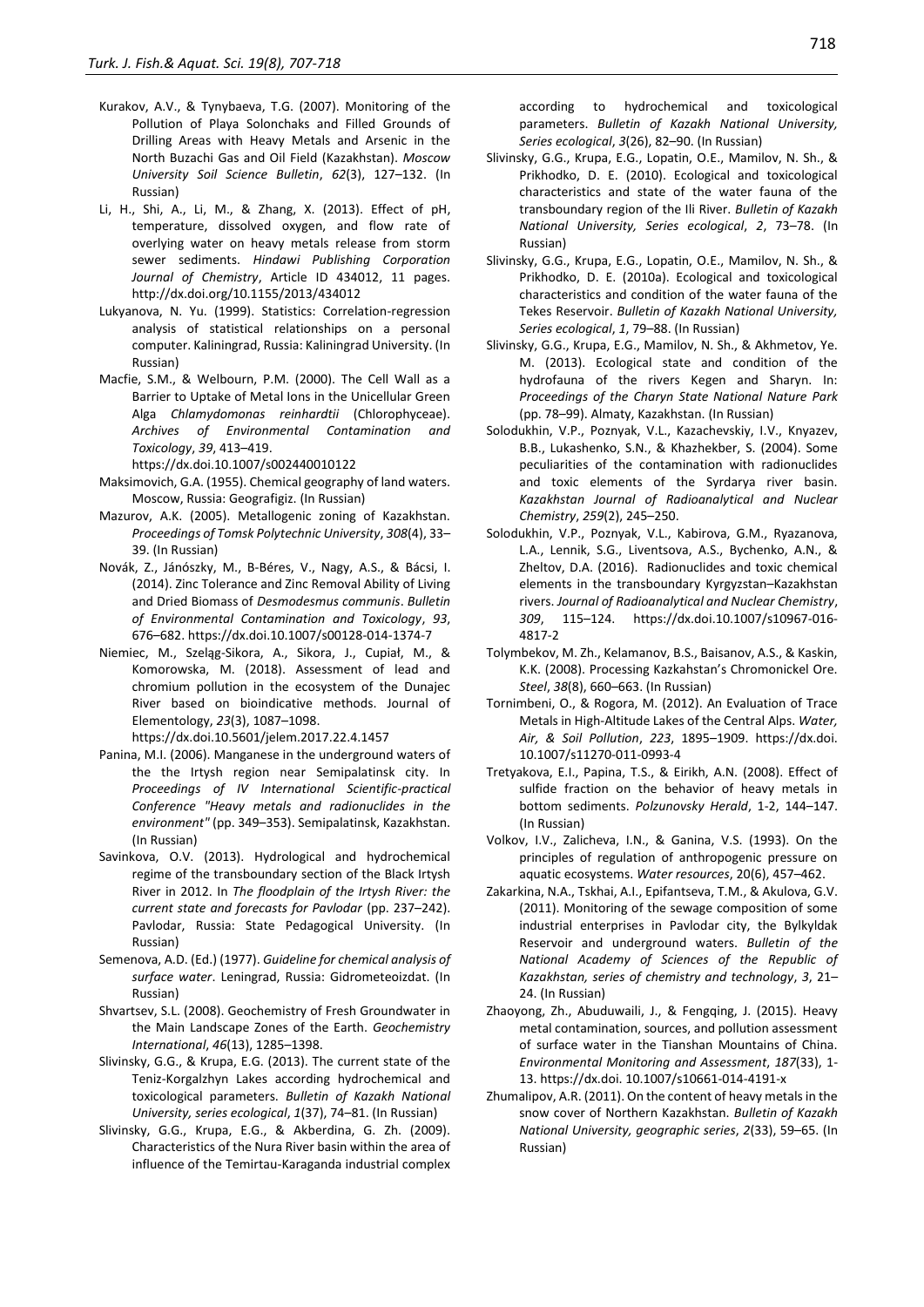Kurakov, A.V., & Tynybaeva, T.G. (2007). Monitoring of the Pollution of Playa Solonchaks and Filled Grounds of Drilling Areas with Heavy Metals and Arsenic in the North Buzachi Gas and Oil Field (Kazakhstan). *Moscow University Soil Science Bulletin*, *62*(3), 127–132. (In Russian)

Li, H., Shi, A., Li, M., & Zhang, X. (2013). Effect of pH, temperature, dissolved oxygen, and flow rate of overlying water on heavy metals release from storm sewer sediments. *Hindawi Publishing Corporation Journal of Chemistry*, Article ID 434012, 11 pages. http://dx.doi.org/10.1155/2013/434012

Lukyanova, N. Yu. (1999). Statistics: Correlation-regression analysis of statistical relationships on a personal computer. Kaliningrad, Russia: Kaliningrad University. (In Russian)

Macfie, S.M., & Welbourn, P.M. (2000). The Cell Wall as a Barrier to Uptake of Metal Ions in the Unicellular Green Alga *Chlamydomonas reinhardtii* (Chlorophyceae). *Archives of Environmental Contamination and Toxicology*, *39*, 413–419. https://dx.doi.10.1007/s002440010122

Maksimovich, G.A. (1955). Chemical geography of land waters. Moscow, Russia: Geografigiz. (In Russian)

Mazurov, A.K. (2005). Metallogenic zoning of Kazakhstan. *Proceedings of Tomsk Polytechnic University*, *308*(4), 33–39. (In Russian)

Novák, Z., Jánószky, M., B-Béres, V., Nagy, A.S., & Bácsi, I. (2014). Zinc Tolerance and Zinc Removal Ability of Living and Dried Biomass of *Desmodesmus communis*. *Bulletin of Environmental Contamination and Toxicology*, *93*, 676–682. https://dx.doi.10.1007/s00128-014-1374-7

Niemiec, M., Szeląg-Sikora, A., Sikora, J., Cupiał, M., & Komorowska, M. (2018). Assessment of lead and chromium pollution in the ecosystem of the Dunajec River based on bioindicative methods. Journal of Elementology, *23*(3), 1087–1098. https://dx.doi.10.5601/jelem.2017.22.4.1457

Panina, M.I. (2006). Manganese in the underground waters of the the Irtysh region near Semipalatinsk city. In *Proceedings of IV International Scientific-practical Conference "Heavy metals and radionuclides in the environment"* (pp. 349–353). Semipalatinsk, Kazakhstan. (In Russian)

Savinkova, O.V. (2013). Hydrological and hydrochemical regime of the transboundary section of the Black Irtysh River in 2012. In *The floodplain of the Irtysh River: the current state and forecasts for Pavlodar* (pp. 237–242). Pavlodar, Russia: State Pedagogical University. (In Russian)

Semenova, A.D. (Ed.) (1977). *Guideline for chemical analysis of surface water*. Leningrad, Russia: Gidrometeoizdat. (In Russian)

Shvartsev, S.L. (2008). Geochemistry of Fresh Groundwater in the Main Landscape Zones of the Earth. *Geochemistry International*, *46*(13), 1285–1398.

Slivinsky, G.G., & Krupa, E.G. (2013). The current state of the Teniz-Korgalzhyn Lakes according hydrochemical and toxicological parameters. *Bulletin of Kazakh National University, series ecological*, *1*(37), 74–81. (In Russian)

Slivinsky, G.G., Krupa, E.G., & Akberdina, G. Zh. (2009). Characteristics of the Nura River basin within the area of influence of the Temirtau-Karaganda industrial complex according to hydrochemical and toxicological parameters. *Bulletin of Kazakh National University, Series ecological*, *3*(26), 82–90. (In Russian)

Slivinsky, G.G., Krupa, E.G., Lopatin, O.E., Mamilov, N. Sh., & Prikhodko, D. E. (2010). Ecological and toxicological characteristics and state of the water fauna of the transboundary region of the Ili River. *Bulletin of Kazakh National University, Series ecological*, *2*, 73–78. (In Russian)

Slivinsky, G.G., Krupa, E.G., Lopatin, O.E., Mamilov, N. Sh., & Prikhodko, D. E. (2010a). Ecological and toxicological characteristics and condition of the water fauna of the Tekes Reservoir. *Bulletin of Kazakh National University, Series ecological*, *1*, 79–88. (In Russian)

Slivinsky, G.G., Krupa, E.G., Mamilov, N. Sh., & Akhmetov, Ye. M. (2013). Ecological state and condition of the hydrofauna of the rivers Kegen and Sharyn. In: *Proceedings of the Charyn State National Nature Park* (pp. 78–99). Almaty, Kazakhstan. (In Russian)

Solodukhin, V.P., Poznyak, V.L., Kazachevskiy, I.V., Knyazev, B.B., Lukashenko, S.N., & Khazhekber, S. (2004). Some peculiarities of the contamination with radionuclides and toxic elements of the Syrdarya river basin. *Kazakhstan Journal of Radioanalytical and Nuclear Chemistry*, *259*(2), 245–250.

Solodukhin, V.P., Poznyak, V.L., Kabirova, G.M., Ryazanova, L.A., Lennik, S.G., Liventsova, A.S., Bychenko, A.N., & Zheltov, D.A. (2016). Radionuclides and toxic chemical elements in the transboundary Kyrgyzstan–Kazakhstan rivers. *Journal of Radioanalytical and Nuclear Chemistry*, *309*, 115–124. https://dx.doi.10.1007/s10967-016-4817-2

Tolymbekov, M. Zh., Kelamanov, B.S., Baisanov, A.S., & Kaskin, K.K. (2008). Processing Kazkahstan's Chromonickel Ore. *Steel*, *38*(8), 660–663. (In Russian)

Tornimbeni, O., & Rogora, M. (2012). An Evaluation of Trace Metals in High-Altitude Lakes of the Central Alps. *Water, Air, & Soil Pollution*, *223*, 1895–1909. https://dx.doi. 10.1007/s11270-011-0993-4

Tretyakova, E.I., Papina, T.S., & Eirikh, A.N. (2008). Effect of sulfide fraction on the behavior of heavy metals in bottom sediments. *Polzunovsky Herald*, 1-2, 144–147. (In Russian)

Volkov, I.V., Zalicheva, I.N., & Ganina, V.S. (1993). On the principles of regulation of anthropogenic pressure on aquatic ecosystems. *Water resources*, 20(6), 457–462.

Zakarkina, N.A., Tskhai, A.I., Epifantseva, T.M., & Akulova, G.V. (2011). Monitoring of the sewage composition of some industrial enterprises in Pavlodar city, the Bylkyldak Reservoir and underground waters. *Bulletin of the National Academy of Sciences of the Republic of Kazakhstan, series of chemistry and technology*, *3*, 21–24. (In Russian)

Zhaoyong, Zh., Abuduwaili, J., & Fengqing, J. (2015). Heavy metal contamination, sources, and pollution assessment of surface water in the Tianshan Mountains of China. *Environmental Monitoring and Assessment*, *187*(33), 1-13. https://dx.doi. 10.1007/s10661-014-4191-x

Zhumalipov, A.R. (2011). On the content of heavy metals in the snow cover of Northern Kazakhstan. *Bulletin of Kazakh National University, geographic series*, *2*(33), 59–65. (In Russian)